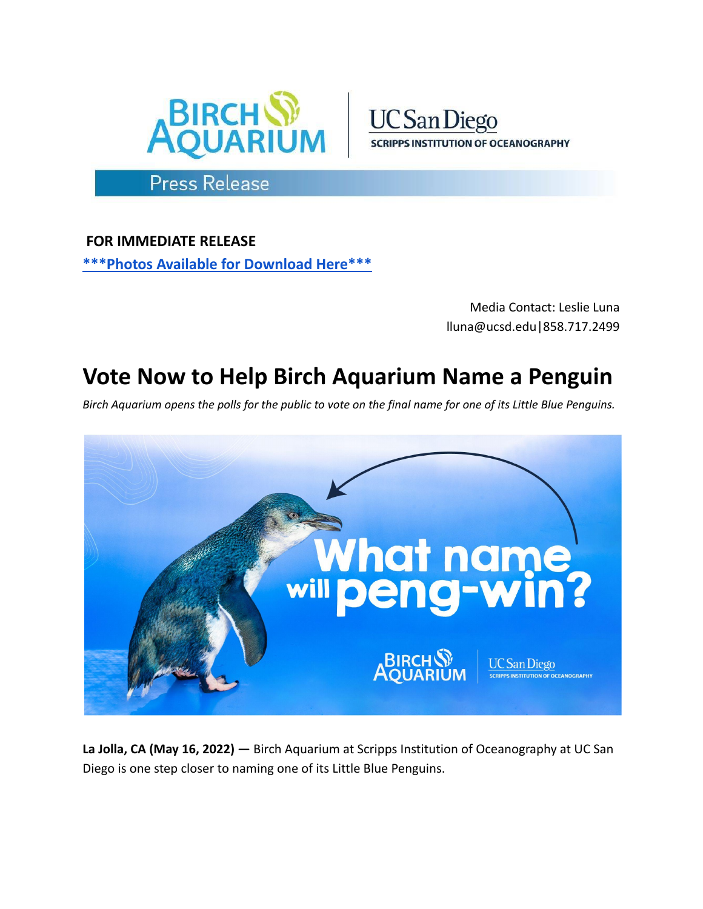Press Release

**FOR IMMEDIATE RELEASE**

**\*\*\*Photos Available for Download Here\*\*\***

Media Contact: Leslie Luna
lluna@ucsd.edu|858.717.2499

# Vote Now to Help Birch Aquarium Name a Penguin

*Birch Aquarium opens the polls for the public to vote on the final name for one of its Little Blue Penguins.*

**La Jolla, CA (May 16, 2022) —** Birch Aquarium at Scripps Institution of Oceanography at UC San Diego is one step closer to naming one of its Little Blue Penguins.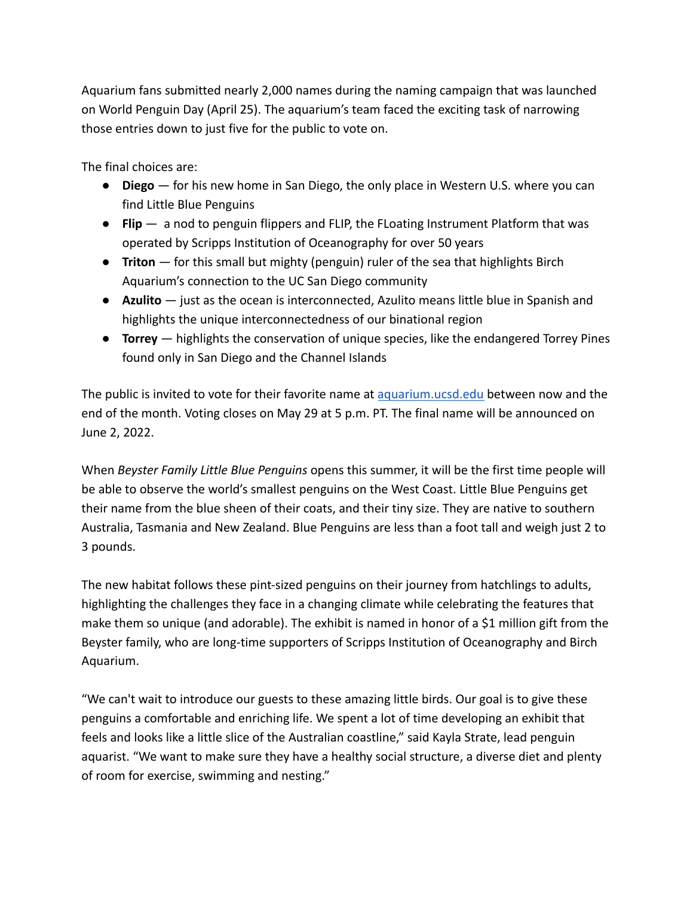Aquarium fans submitted nearly 2,000 names during the naming campaign that was launched on World Penguin Day (April 25). The aquarium's team faced the exciting task of narrowing those entries down to just five for the public to vote on.

The final choices are:

- **Diego** — for his new home in San Diego, the only place in Western U.S. where you can find Little Blue Penguins
- **Flip** — a nod to penguin flippers and FLIP, the FLoating Instrument Platform that was operated by Scripps Institution of Oceanography for over 50 years
- **Triton** — for this small but mighty (penguin) ruler of the sea that highlights Birch Aquarium's connection to the UC San Diego community
- **Azulito** — just as the ocean is interconnected, Azulito means little blue in Spanish and highlights the unique interconnectedness of our binational region
- **Torrey** — highlights the conservation of unique species, like the endangered Torrey Pines found only in San Diego and the Channel Islands

The public is invited to vote for their favorite name at [aquarium.ucsd.edu](aquarium.ucsd.edu) between now and the end of the month. Voting closes on May 29 at 5 p.m. PT. The final name will be announced on June 2, 2022.

When *Beyster Family Little Blue Penguins* opens this summer, it will be the first time people will be able to observe the world's smallest penguins on the West Coast. Little Blue Penguins get their name from the blue sheen of their coats, and their tiny size. They are native to southern Australia, Tasmania and New Zealand. Blue Penguins are less than a foot tall and weigh just 2 to 3 pounds.

The new habitat follows these pint-sized penguins on their journey from hatchlings to adults, highlighting the challenges they face in a changing climate while celebrating the features that make them so unique (and adorable). The exhibit is named in honor of a $1 million gift from the Beyster family, who are long-time supporters of Scripps Institution of Oceanography and Birch Aquarium.

"We can't wait to introduce our guests to these amazing little birds. Our goal is to give these penguins a comfortable and enriching life. We spent a lot of time developing an exhibit that feels and looks like a little slice of the Australian coastline," said Kayla Strate, lead penguin aquarist. "We want to make sure they have a healthy social structure, a diverse diet and plenty of room for exercise, swimming and nesting."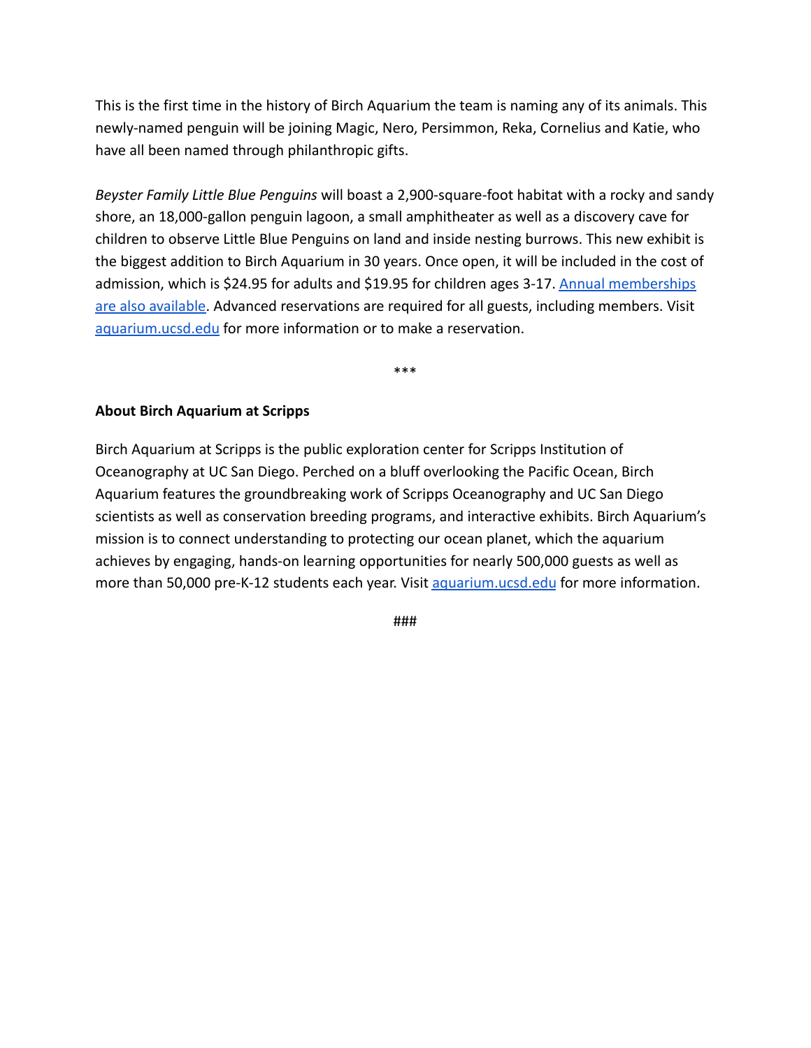This is the first time in the history of Birch Aquarium the team is naming any of its animals. This newly-named penguin will be joining Magic, Nero, Persimmon, Reka, Cornelius and Katie, who have all been named through philanthropic gifts.

*Beyster Family Little Blue Penguins* will boast a 2,900-square-foot habitat with a rocky and sandy shore, an 18,000-gallon penguin lagoon, a small amphitheater as well as a discovery cave for children to observe Little Blue Penguins on land and inside nesting burrows. This new exhibit is the biggest addition to Birch Aquarium in 30 years. Once open, it will be included in the cost of admission, which is $24.95 for adults and $19.95 for children ages 3-17. Annual memberships are also available. Advanced reservations are required for all guests, including members. Visit aquarium.ucsd.edu for more information or to make a reservation.

***

**About Birch Aquarium at Scripps**

Birch Aquarium at Scripps is the public exploration center for Scripps Institution of Oceanography at UC San Diego. Perched on a bluff overlooking the Pacific Ocean, Birch Aquarium features the groundbreaking work of Scripps Oceanography and UC San Diego scientists as well as conservation breeding programs, and interactive exhibits. Birch Aquarium's mission is to connect understanding to protecting our ocean planet, which the aquarium achieves by engaging, hands-on learning opportunities for nearly 500,000 guests as well as more than 50,000 pre-K-12 students each year. Visit aquarium.ucsd.edu for more information.

###